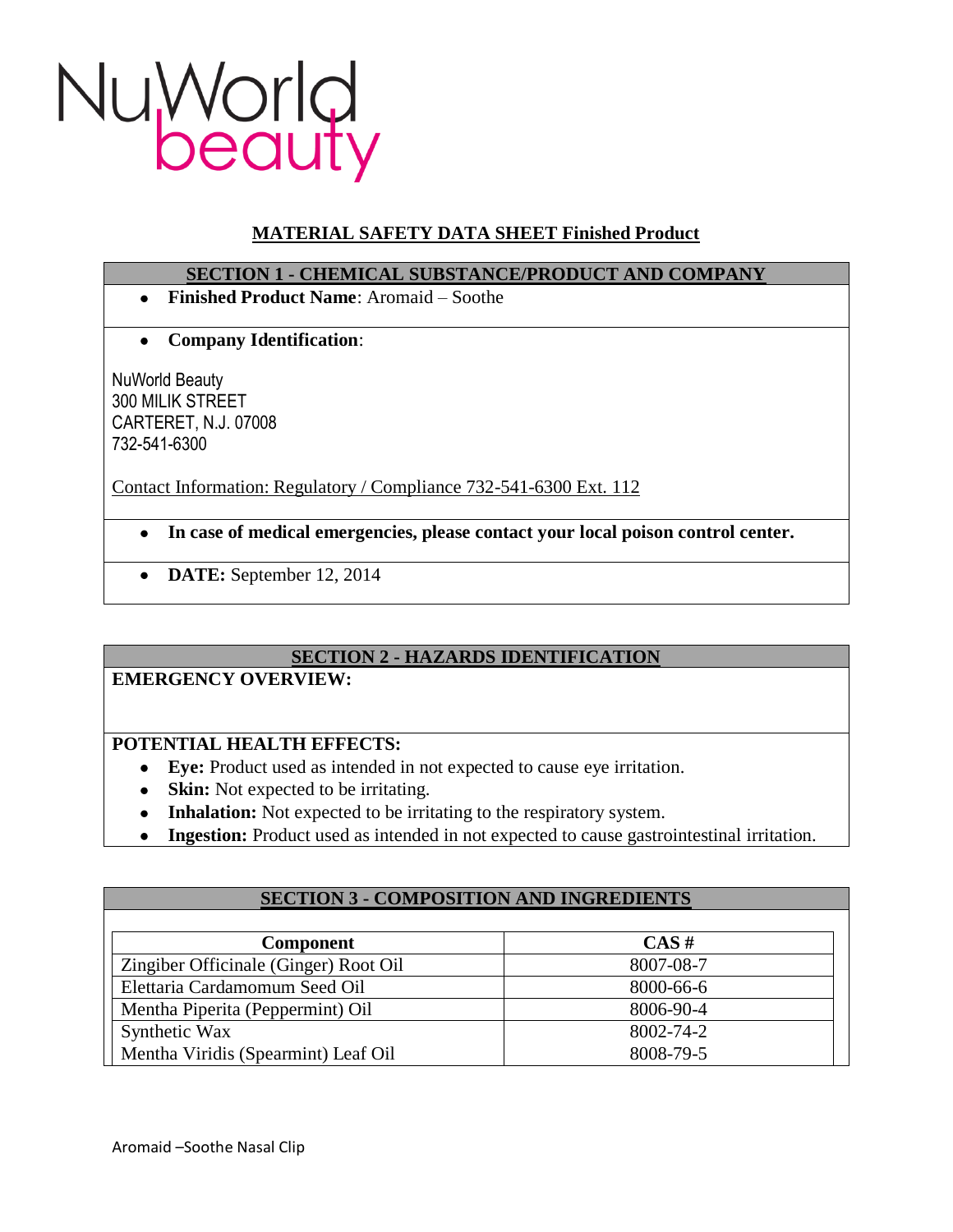NuWorld beauty

# MATERIAL SAFETY DATA SHEET Finished Product

## SECTION 1 - CHEMICAL SUBSTANCE/PRODUCT AND COMPANY

- **Finished Product Name**: Aromaid – Soothe

- **Company Identification**:

NuWorld Beauty
300 MILIK STREET
CARTERET, N.J. 07008
732-541-6300

Contact Information: Regulatory / Compliance 732-541-6300 Ext. 112

- **In case of medical emergencies, please contact your local poison control center.**

- **DATE:** September 12, 2014

## SECTION 2 - HAZARDS IDENTIFICATION

**EMERGENCY OVERVIEW:**

**POTENTIAL HEALTH EFFECTS:**

- **Eye:** Product used as intended in not expected to cause eye irritation.
- **Skin:** Not expected to be irritating.
- **Inhalation:** Not expected to be irritating to the respiratory system.
- **Ingestion:** Product used as intended in not expected to cause gastrointestinal irritation.

## SECTION 3 - COMPOSITION AND INGREDIENTS

| Component | CAS # |
|---|---|
| Zingiber Officinale (Ginger) Root Oil | 8007-08-7 |
| Elettaria Cardamomum Seed Oil | 8000-66-6 |
| Mentha Piperita (Peppermint) Oil | 8006-90-4 |
| Synthetic Wax | 8002-74-2 |
| Mentha Viridis (Spearmint) Leaf Oil | 8008-79-5 |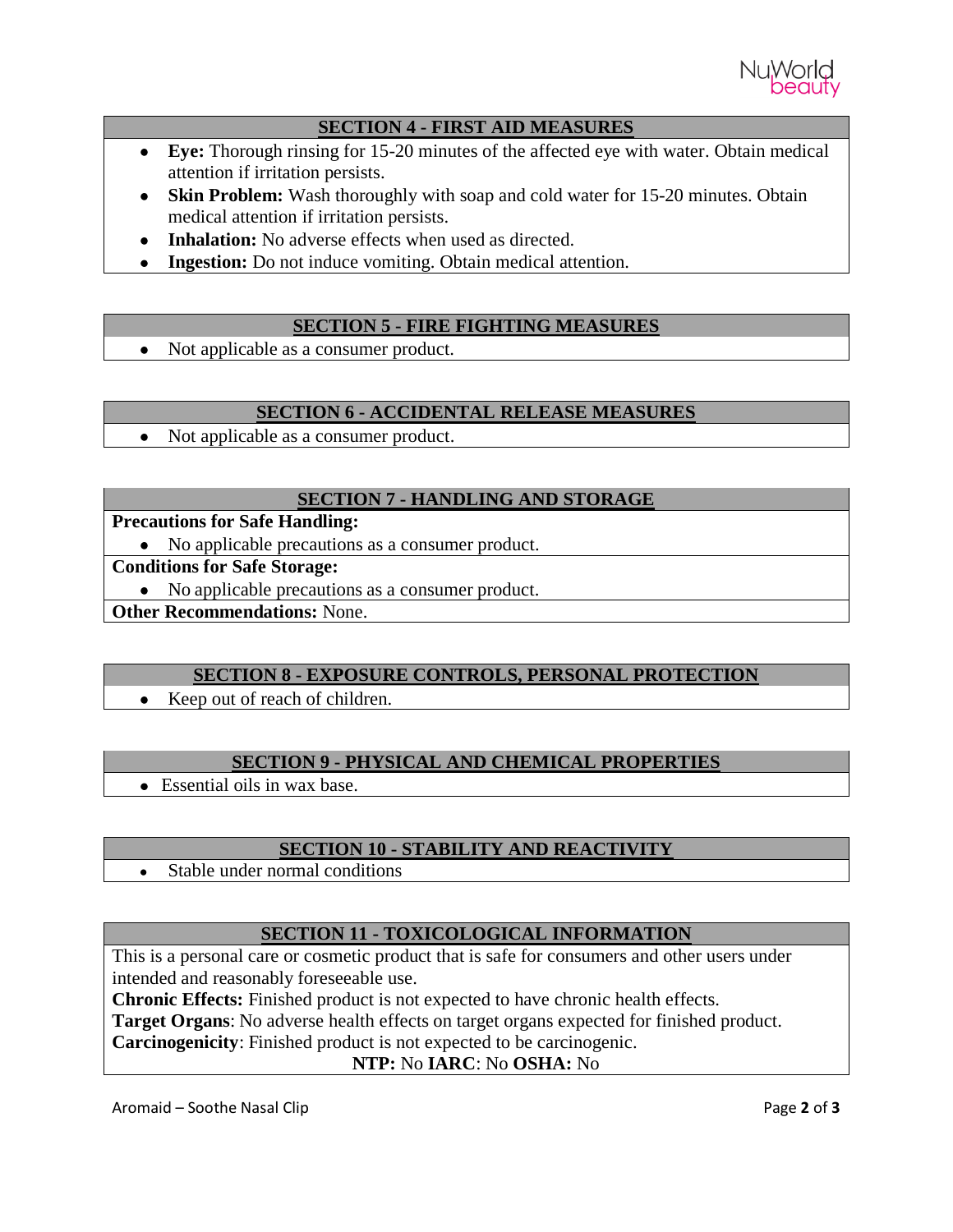## SECTION 4 - FIRST AID MEASURES

- **Eye:** Thorough rinsing for 15-20 minutes of the affected eye with water. Obtain medical attention if irritation persists.
- **Skin Problem:** Wash thoroughly with soap and cold water for 15-20 minutes. Obtain medical attention if irritation persists.
- **Inhalation:** No adverse effects when used as directed.
- **Ingestion:** Do not induce vomiting. Obtain medical attention.

## SECTION 5 - FIRE FIGHTING MEASURES

- Not applicable as a consumer product.

## SECTION 6 - ACCIDENTAL RELEASE MEASURES

- Not applicable as a consumer product.

## SECTION 7 - HANDLING AND STORAGE

**Precautions for Safe Handling:**

- No applicable precautions as a consumer product.

**Conditions for Safe Storage:**

- No applicable precautions as a consumer product.

**Other Recommendations:** None.

## SECTION 8 - EXPOSURE CONTROLS, PERSONAL PROTECTION

- Keep out of reach of children.

## SECTION 9 - PHYSICAL AND CHEMICAL PROPERTIES

- Essential oils in wax base.

## SECTION 10 - STABILITY AND REACTIVITY

- Stable under normal conditions

## SECTION 11 - TOXICOLOGICAL INFORMATION

This is a personal care or cosmetic product that is safe for consumers and other users under intended and reasonably foreseeable use.

**Chronic Effects:** Finished product is not expected to have chronic health effects.

**Target Organs**: No adverse health effects on target organs expected for finished product.

**Carcinogenicity**: Finished product is not expected to be carcinogenic.

**NTP:** No **IARC**: No **OSHA:** No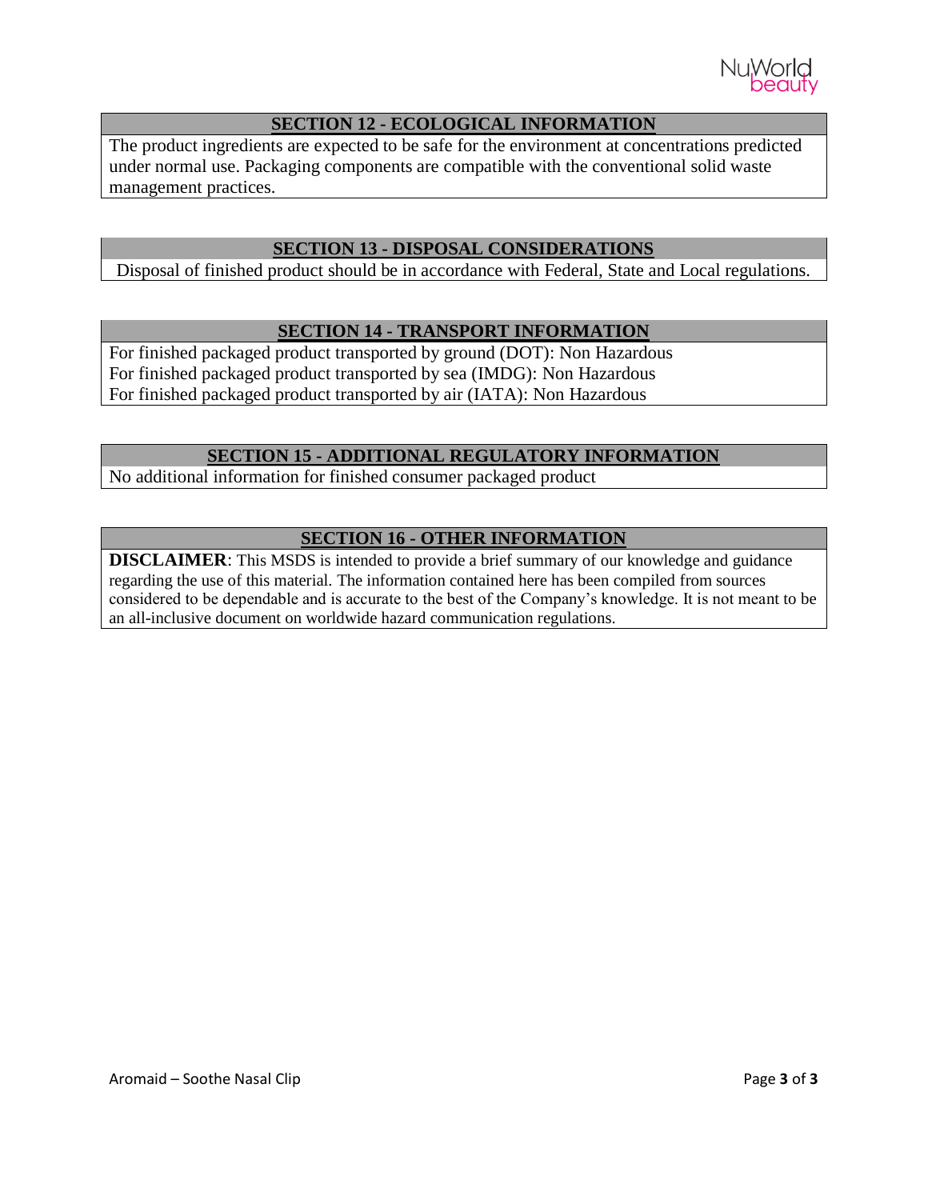## SECTION 12 - ECOLOGICAL INFORMATION

The product ingredients are expected to be safe for the environment at concentrations predicted under normal use. Packaging components are compatible with the conventional solid waste management practices.

## SECTION 13 - DISPOSAL CONSIDERATIONS

Disposal of finished product should be in accordance with Federal, State and Local regulations.

## SECTION 14 - TRANSPORT INFORMATION

For finished packaged product transported by ground (DOT): Non Hazardous
For finished packaged product transported by sea (IMDG): Non Hazardous
For finished packaged product transported by air (IATA): Non Hazardous

## SECTION 15 - ADDITIONAL REGULATORY INFORMATION

No additional information for finished consumer packaged product

## SECTION 16 - OTHER INFORMATION

**DISCLAIMER**: This MSDS is intended to provide a brief summary of our knowledge and guidance regarding the use of this material. The information contained here has been compiled from sources considered to be dependable and is accurate to the best of the Company's knowledge. It is not meant to be an all-inclusive document on worldwide hazard communication regulations.